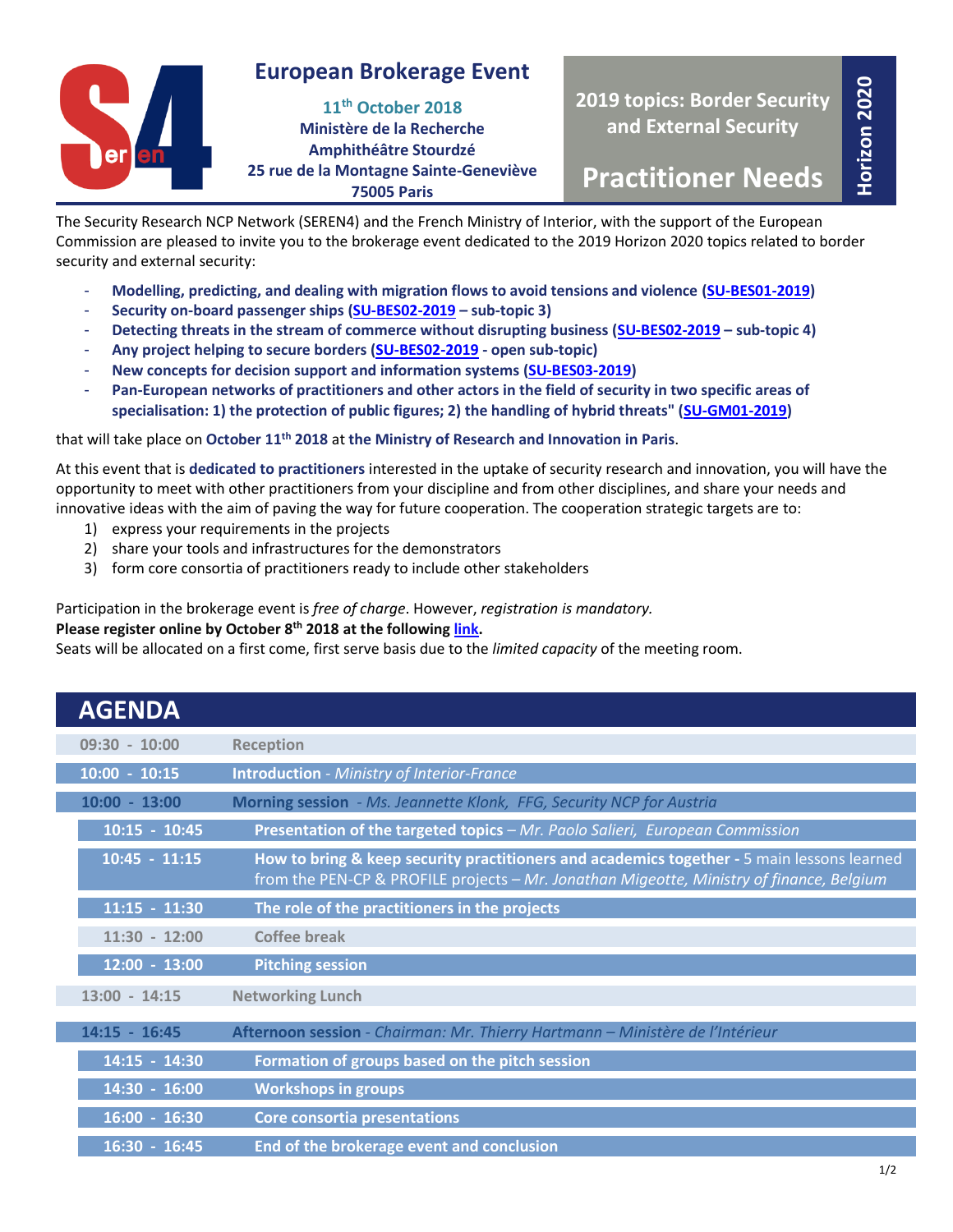# European Brokerage Event

**11th October 2018**
**Ministère de la Recherche**
**Amphithéâtre Stourdzé**
**25 rue de la Montagne Sainte-Geneviève**
**75005 Paris**

**2019 topics: Border Security and External Security**

## Practitioner Needs

**Horizon 2020**

The Security Research NCP Network (SEREN4) and the French Ministry of Interior, with the support of the European Commission are pleased to invite you to the brokerage event dedicated to the 2019 Horizon 2020 topics related to border security and external security:

- **Modelling, predicting, and dealing with migration flows to avoid tensions and violence (SU-BES01-2019)**
- **Security on-board passenger ships (SU-BES02-2019 – sub-topic 3)**
- **Detecting threats in the stream of commerce without disrupting business (SU-BES02-2019 – sub-topic 4)**
- **Any project helping to secure borders (SU-BES02-2019 - open sub-topic)**
- **New concepts for decision support and information systems (SU-BES03-2019)**
- **Pan-European networks of practitioners and other actors in the field of security in two specific areas of specialisation: 1) the protection of public figures; 2) the handling of hybrid threats" (SU-GM01-2019)**

that will take place on **October 11th 2018** at **the Ministry of Research and Innovation in Paris**.

At this event that is **dedicated to practitioners** interested in the uptake of security research and innovation, you will have the opportunity to meet with other practitioners from your discipline and from other disciplines, and share your needs and innovative ideas with the aim of paving the way for future cooperation. The cooperation strategic targets are to:

1) express your requirements in the projects
2) share your tools and infrastructures for the demonstrators
3) form core consortia of practitioners ready to include other stakeholders

Participation in the brokerage event is *free of charge*. However, *registration is mandatory.*
**Please register online by October 8th 2018 at the following link.**
Seats will be allocated on a first come, first serve basis due to the *limited capacity* of the meeting room.

## AGENDA

| Time | Session |
|---|---|
| 09:30 - 10:00 | Reception |
| 10:00 - 10:15 | **Introduction** - *Ministry of Interior-France* |
| 10:00 - 13:00 | **Morning session** - *Ms. Jeannette Klonk, FFG, Security NCP for Austria* |
| 10:15 - 10:45 | **Presentation of the targeted topics** – *Mr. Paolo Salieri, European Commission* |
| 10:45 - 11:15 | **How to bring & keep security practitioners and academics together** - 5 main lessons learned from the PEN-CP & PROFILE projects – *Mr. Jonathan Migeotte, Ministry of finance, Belgium* |
| 11:15 - 11:30 | **The role of the practitioners in the projects** |
| 11:30 - 12:00 | Coffee break |
| 12:00 - 13:00 | **Pitching session** |
| 13:00 - 14:15 | Networking Lunch |
| 14:15 - 16:45 | **Afternoon session** - *Chairman: Mr. Thierry Hartmann – Ministère de l'Intérieur* |
| 14:15 - 14:30 | **Formation of groups based on the pitch session** |
| 14:30 - 16:00 | **Workshops in groups** |
| 16:00 - 16:30 | **Core consortia presentations** |
| 16:30 - 16:45 | **End of the brokerage event and conclusion** |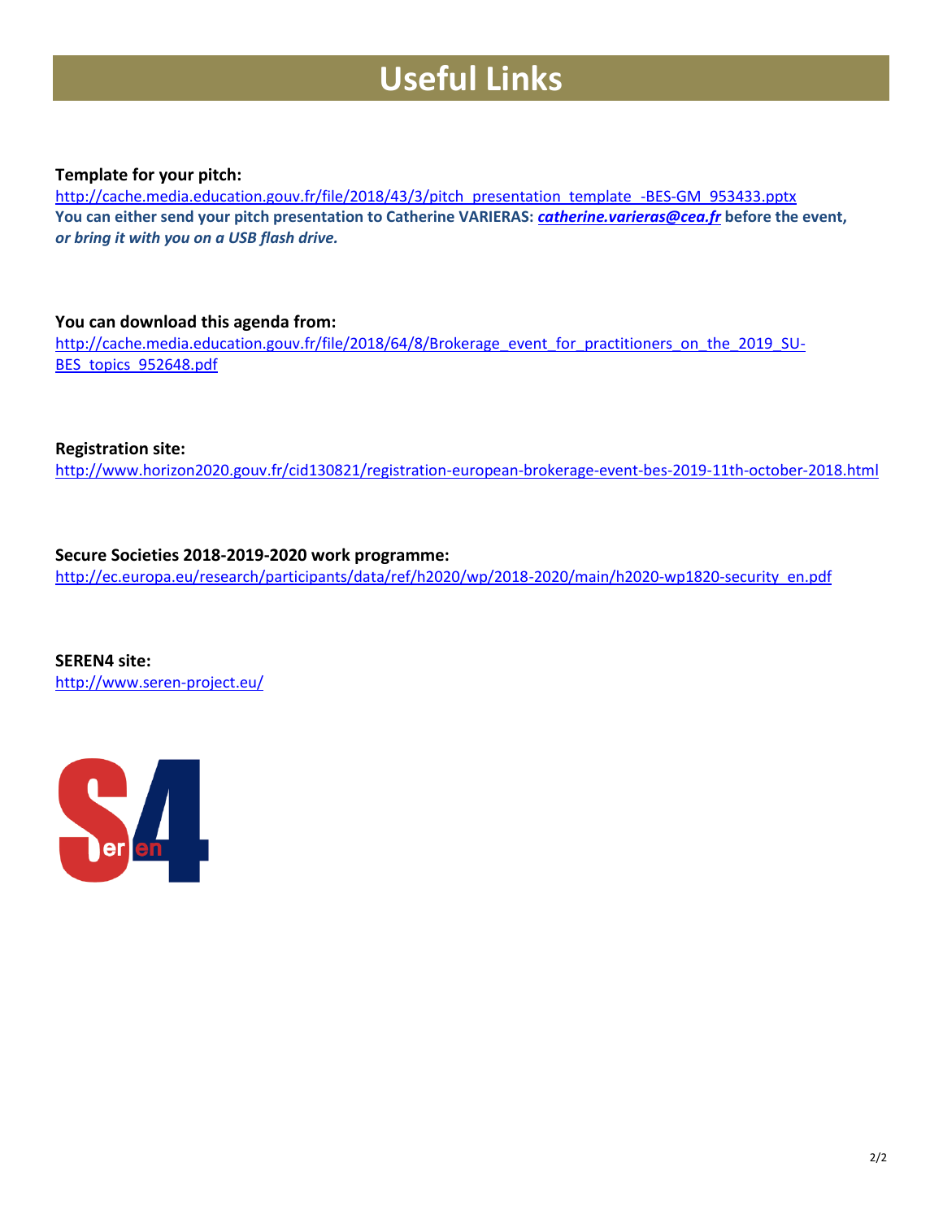# Useful Links

**Template for your pitch:**
http://cache.media.education.gouv.fr/file/2018/43/3/pitch_presentation_template_-BES-GM_953433.pptx
**You can either send your pitch presentation to Catherine VARIERAS: *catherine.varieras@cea.fr* before the event,** ***or bring it with you on a USB flash drive.***

**You can download this agenda from:**
http://cache.media.education.gouv.fr/file/2018/64/8/Brokerage_event_for_practitioners_on_the_2019_SU-BES_topics_952648.pdf

**Registration site:**
http://www.horizon2020.gouv.fr/cid130821/registration-european-brokerage-event-bes-2019-11th-october-2018.html

**Secure Societies 2018-2019-2020 work programme:**
http://ec.europa.eu/research/participants/data/ref/h2020/wp/2018-2020/main/h2020-wp1820-security_en.pdf

**SEREN4 site:**
http://www.seren-project.eu/